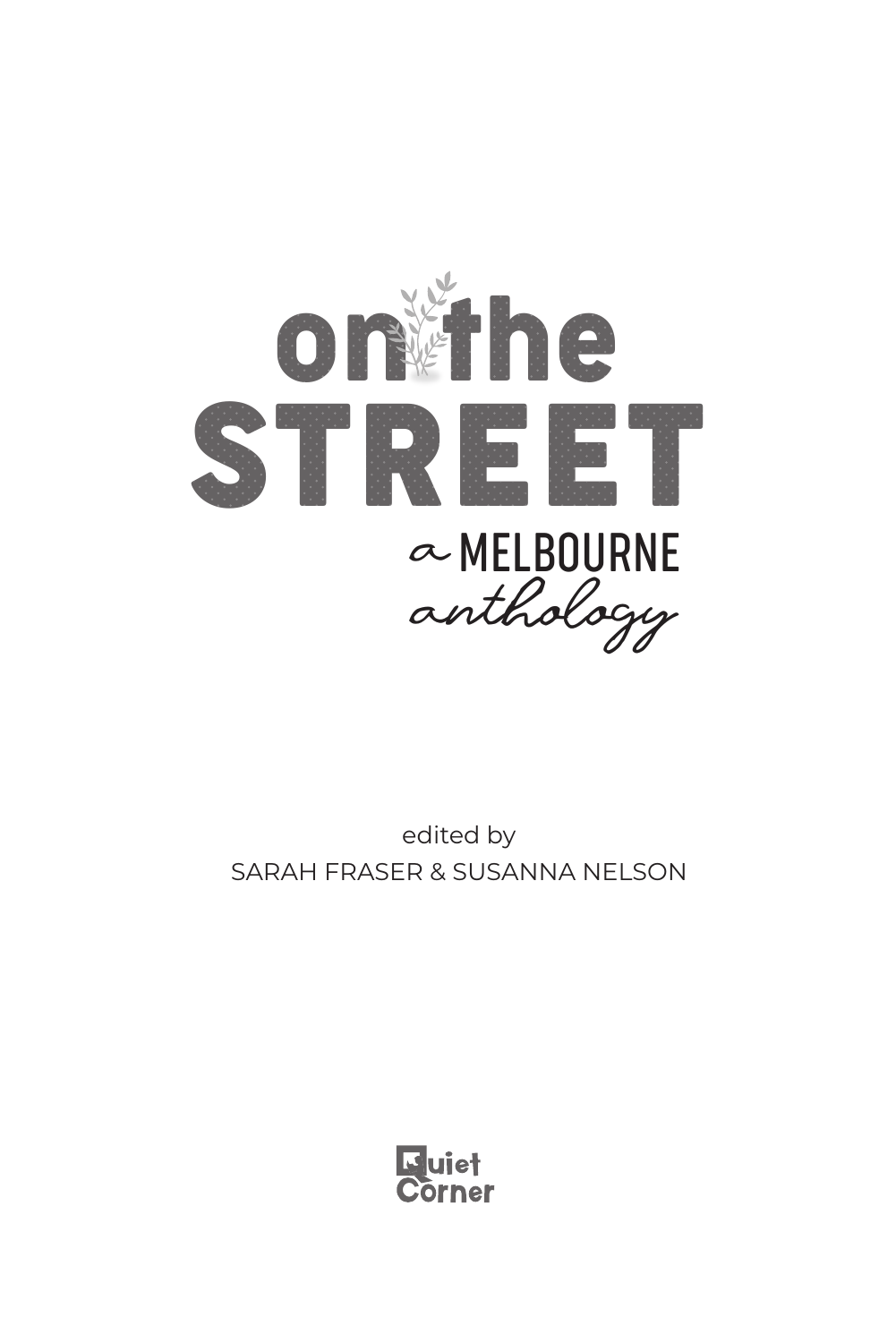# on the STREET

## a MELBOURNE anthology

edited by

SARAH FRASER & SUSANNA NELSON

Quiet Corner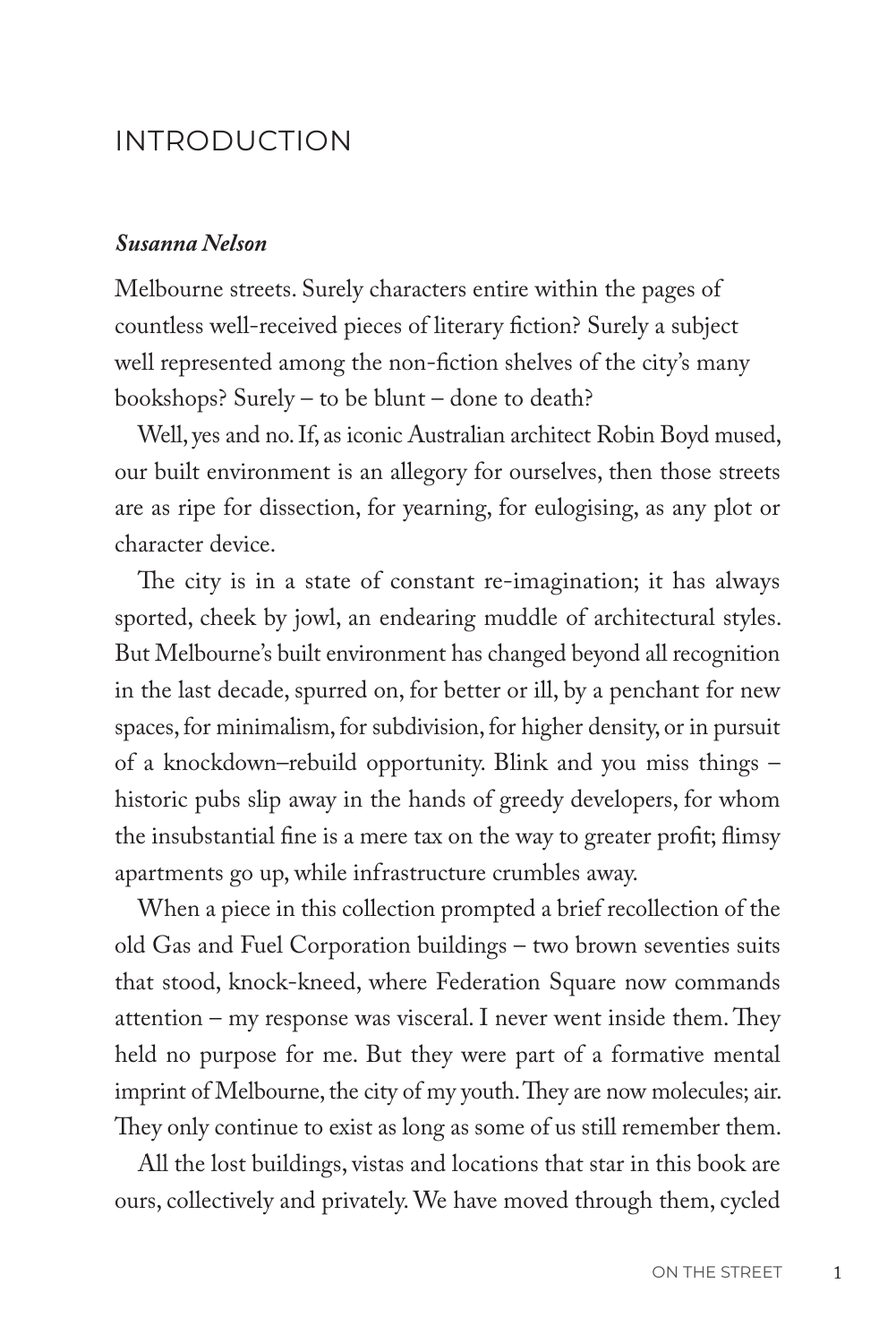# INTRODUCTION

***Susanna Nelson***

Melbourne streets. Surely characters entire within the pages of countless well-received pieces of literary fiction? Surely a subject well represented among the non-fiction shelves of the city's many bookshops? Surely – to be blunt – done to death?

Well, yes and no. If, as iconic Australian architect Robin Boyd mused, our built environment is an allegory for ourselves, then those streets are as ripe for dissection, for yearning, for eulogising, as any plot or character device.

The city is in a state of constant re-imagination; it has always sported, cheek by jowl, an endearing muddle of architectural styles. But Melbourne's built environment has changed beyond all recognition in the last decade, spurred on, for better or ill, by a penchant for new spaces, for minimalism, for subdivision, for higher density, or in pursuit of a knockdown–rebuild opportunity. Blink and you miss things – historic pubs slip away in the hands of greedy developers, for whom the insubstantial fine is a mere tax on the way to greater profit; flimsy apartments go up, while infrastructure crumbles away.

When a piece in this collection prompted a brief recollection of the old Gas and Fuel Corporation buildings – two brown seventies suits that stood, knock-kneed, where Federation Square now commands attention – my response was visceral. I never went inside them. They held no purpose for me. But they were part of a formative mental imprint of Melbourne, the city of my youth. They are now molecules; air. They only continue to exist as long as some of us still remember them.

All the lost buildings, vistas and locations that star in this book are ours, collectively and privately. We have moved through them, cycled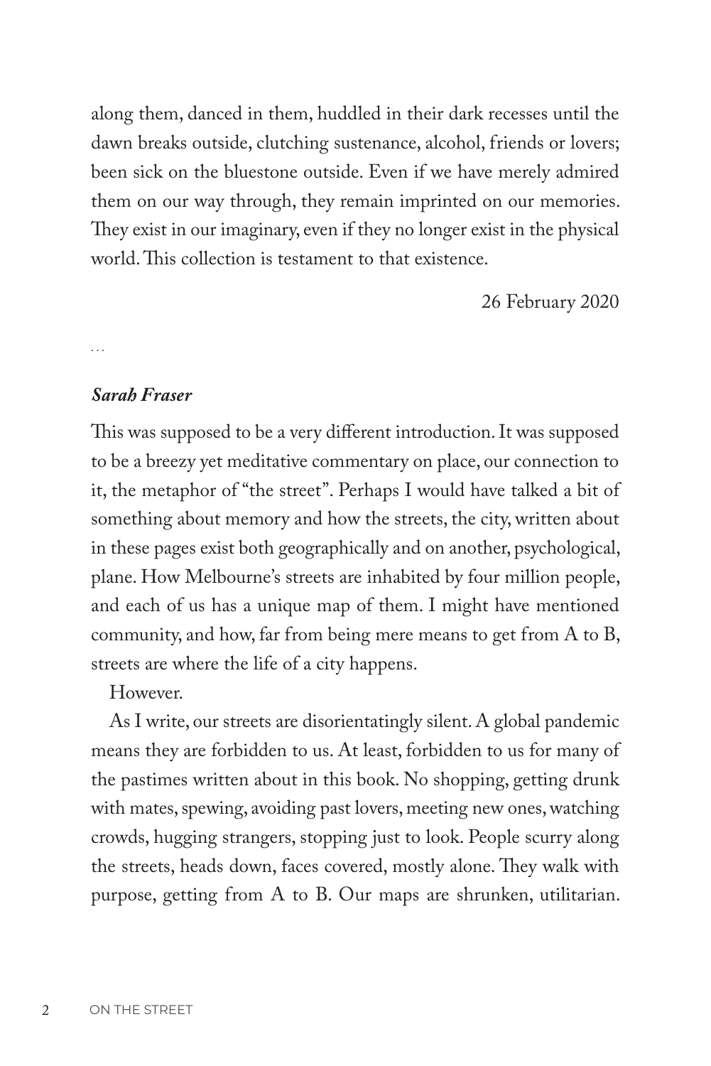along them, danced in them, huddled in their dark recesses until the dawn breaks outside, clutching sustenance, alcohol, friends or lovers; been sick on the bluestone outside. Even if we have merely admired them on our way through, they remain imprinted on our memories. They exist in our imaginary, even if they no longer exist in the physical world. This collection is testament to that existence.

26 February 2020

…

***Sarah Fraser***

This was supposed to be a very different introduction. It was supposed to be a breezy yet meditative commentary on place, our connection to it, the metaphor of "the street". Perhaps I would have talked a bit of something about memory and how the streets, the city, written about in these pages exist both geographically and on another, psychological, plane. How Melbourne's streets are inhabited by four million people, and each of us has a unique map of them. I might have mentioned community, and how, far from being mere means to get from A to B, streets are where the life of a city happens.

However.

As I write, our streets are disorientatingly silent. A global pandemic means they are forbidden to us. At least, forbidden to us for many of the pastimes written about in this book. No shopping, getting drunk with mates, spewing, avoiding past lovers, meeting new ones, watching crowds, hugging strangers, stopping just to look. People scurry along the streets, heads down, faces covered, mostly alone. They walk with purpose, getting from A to B. Our maps are shrunken, utilitarian.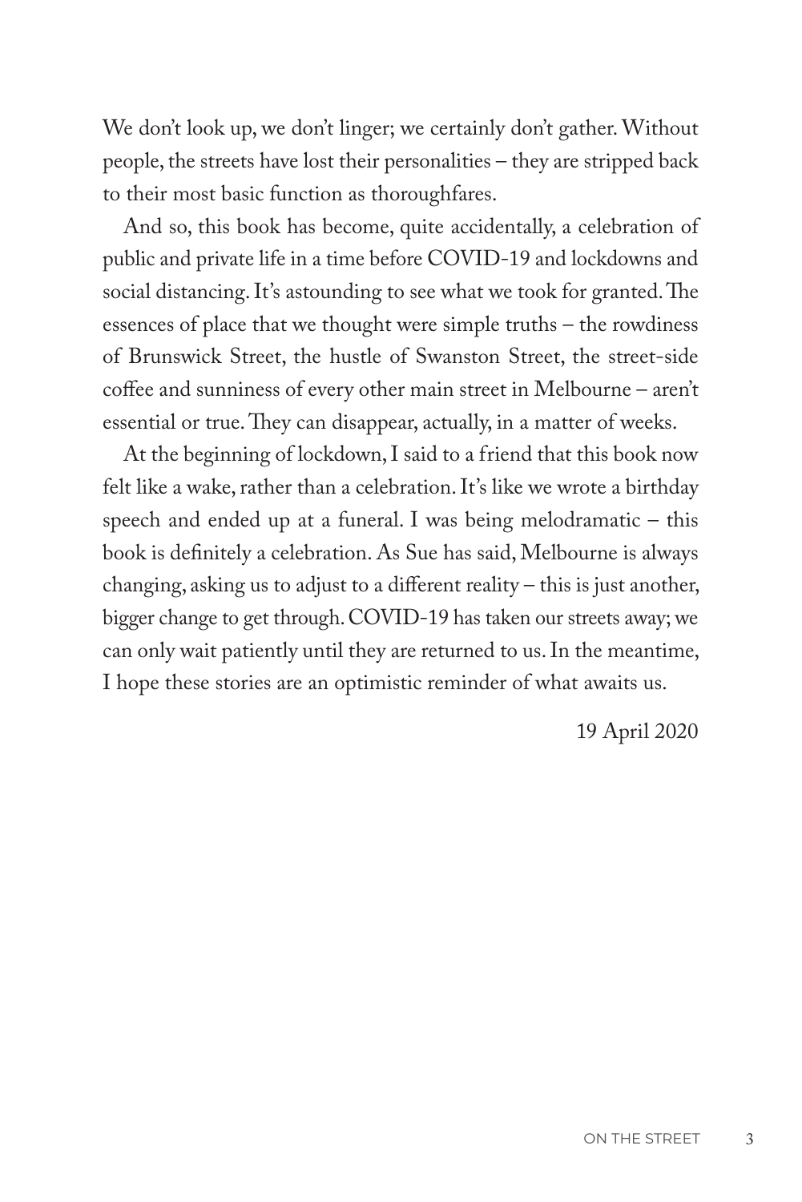We don't look up, we don't linger; we certainly don't gather. Without people, the streets have lost their personalities – they are stripped back to their most basic function as thoroughfares.

And so, this book has become, quite accidentally, a celebration of public and private life in a time before COVID-19 and lockdowns and social distancing. It's astounding to see what we took for granted. The essences of place that we thought were simple truths – the rowdiness of Brunswick Street, the hustle of Swanston Street, the street-side coffee and sunniness of every other main street in Melbourne – aren't essential or true. They can disappear, actually, in a matter of weeks.

At the beginning of lockdown, I said to a friend that this book now felt like a wake, rather than a celebration. It's like we wrote a birthday speech and ended up at a funeral. I was being melodramatic – this book is definitely a celebration. As Sue has said, Melbourne is always changing, asking us to adjust to a different reality – this is just another, bigger change to get through. COVID-19 has taken our streets away; we can only wait patiently until they are returned to us. In the meantime, I hope these stories are an optimistic reminder of what awaits us.

19 April 2020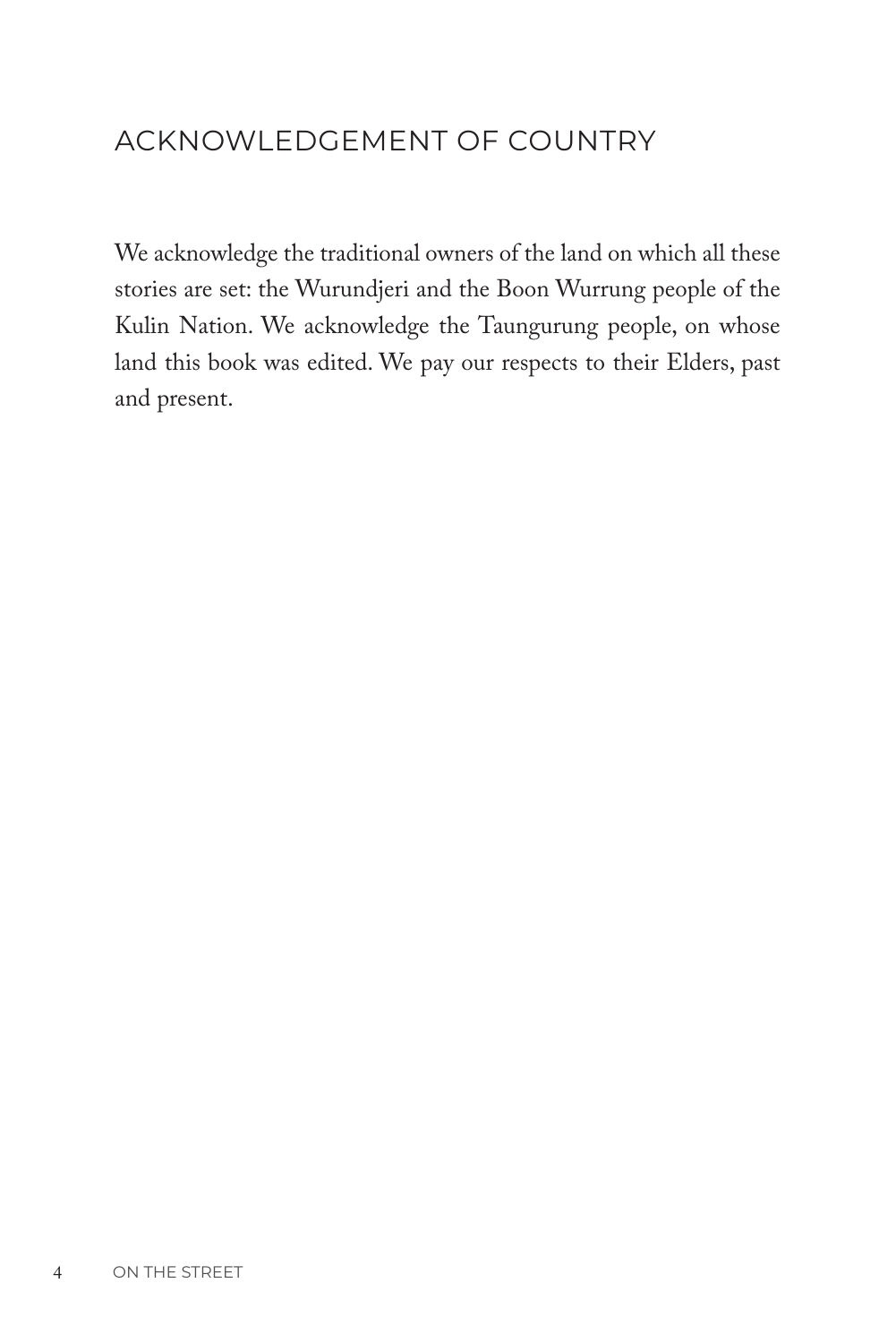# ACKNOWLEDGEMENT OF COUNTRY

We acknowledge the traditional owners of the land on which all these stories are set: the Wurundjeri and the Boon Wurrung people of the Kulin Nation. We acknowledge the Taungurung people, on whose land this book was edited. We pay our respects to their Elders, past and present.